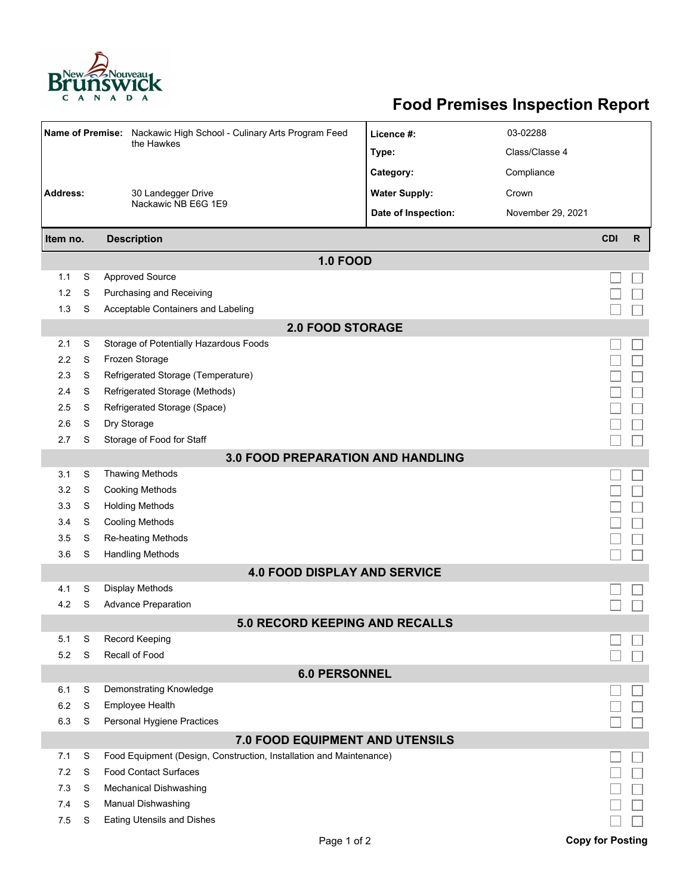# Food Premises Inspection Report

| Name of Premise: | Nackawic High School - Culinary Arts Program Feed the Hawkes | Licence #: | 03-02288 |
|---|---|---|---|
| | | Type: | Class/Classe 4 |
| | | Category: | Compliance |
| Address: | 30 Landegger Drive Nackawic NB E6G 1E9 | Water Supply: | Crown |
| | | Date of Inspection: | November 29, 2021 |

| Item no. | | Description | CDI | R |
|---|---|---|---|---|
| **1.0 FOOD** | | | | |
| 1.1 | S | Approved Source | ☐ | ☐ |
| 1.2 | S | Purchasing and Receiving | ☐ | ☐ |
| 1.3 | S | Acceptable Containers and Labeling | ☐ | ☐ |
| **2.0 FOOD STORAGE** | | | | |
| 2.1 | S | Storage of Potentially Hazardous Foods | ☐ | ☐ |
| 2.2 | S | Frozen Storage | ☐ | ☐ |
| 2.3 | S | Refrigerated Storage (Temperature) | ☐ | ☐ |
| 2.4 | S | Refrigerated Storage (Methods) | ☐ | ☐ |
| 2.5 | S | Refrigerated Storage (Space) | ☐ | ☐ |
| 2.6 | S | Dry Storage | ☐ | ☐ |
| 2.7 | S | Storage of Food for Staff | ☐ | ☐ |
| **3.0 FOOD PREPARATION AND HANDLING** | | | | |
| 3.1 | S | Thawing Methods | ☐ | ☐ |
| 3.2 | S | Cooking Methods | ☐ | ☐ |
| 3.3 | S | Holding Methods | ☐ | ☐ |
| 3.4 | S | Cooling Methods | ☐ | ☐ |
| 3.5 | S | Re-heating Methods | ☐ | ☐ |
| 3.6 | S | Handling Methods | ☐ | ☐ |
| **4.0 FOOD DISPLAY AND SERVICE** | | | | |
| 4.1 | S | Display Methods | ☐ | ☐ |
| 4.2 | S | Advance Preparation | ☐ | ☐ |
| **5.0 RECORD KEEPING AND RECALLS** | | | | |
| 5.1 | S | Record Keeping | ☐ | ☐ |
| 5.2 | S | Recall of Food | ☐ | ☐ |
| **6.0 PERSONNEL** | | | | |
| 6.1 | S | Demonstrating Knowledge | ☐ | ☐ |
| 6.2 | S | Employee Health | ☐ | ☐ |
| 6.3 | S | Personal Hygiene Practices | ☐ | ☐ |
| **7.0 FOOD EQUIPMENT AND UTENSILS** | | | | |
| 7.1 | S | Food Equipment (Design, Construction, Installation and Maintenance) | ☐ | ☐ |
| 7.2 | S | Food Contact Surfaces | ☐ | ☐ |
| 7.3 | S | Mechanical Dishwashing | ☐ | ☐ |
| 7.4 | S | Manual Dishwashing | ☐ | ☐ |
| 7.5 | S | Eating Utensils and Dishes | ☐ | ☐ |

Copy for Posting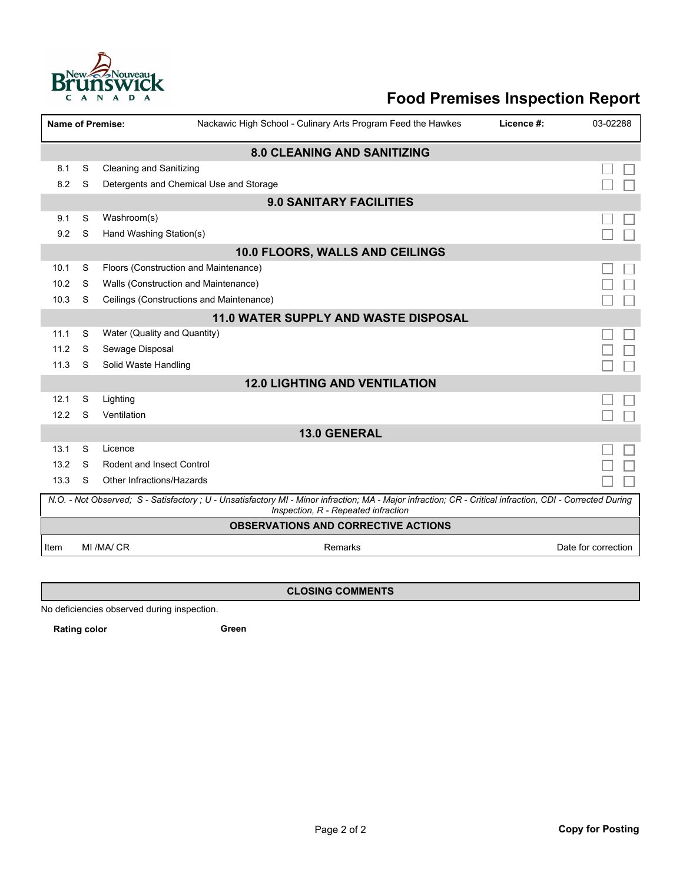# Food Premises Inspection Report

| **Name of Premise:** | Nackawic High School - Culinary Arts Program Feed the Hawkes | **Licence #:** | 03-02288 |
|---|---|---|---|

## 8.0 CLEANING AND SANITIZING

| | | | | |
|---|---|---|---|---|
| 8.1 | S | Cleaning and Sanitizing | ☐ | ☐ |
| 8.2 | S | Detergents and Chemical Use and Storage | ☐ | ☐ |

## 9.0 SANITARY FACILITIES

| | | | | |
|---|---|---|---|---|
| 9.1 | S | Washroom(s) | ☐ | ☐ |
| 9.2 | S | Hand Washing Station(s) | ☐ | ☐ |

## 10.0 FLOORS, WALLS AND CEILINGS

| | | | | |
|---|---|---|---|---|
| 10.1 | S | Floors (Construction and Maintenance) | ☐ | ☐ |
| 10.2 | S | Walls (Construction and Maintenance) | ☐ | ☐ |
| 10.3 | S | Ceilings (Constructions and Maintenance) | ☐ | ☐ |

## 11.0 WATER SUPPLY AND WASTE DISPOSAL

| | | | | |
|---|---|---|---|---|
| 11.1 | S | Water (Quality and Quantity) | ☐ | ☐ |
| 11.2 | S | Sewage Disposal | ☐ | ☐ |
| 11.3 | S | Solid Waste Handling | ☐ | ☐ |

## 12.0 LIGHTING AND VENTILATION

| | | | | |
|---|---|---|---|---|
| 12.1 | S | Lighting | ☐ | ☐ |
| 12.2 | S | Ventilation | ☐ | ☐ |

## 13.0 GENERAL

| | | | | |
|---|---|---|---|---|
| 13.1 | S | Licence | ☐ | ☐ |
| 13.2 | S | Rodent and Insect Control | ☐ | ☐ |
| 13.3 | S | Other Infractions/Hazards | ☐ | ☐ |

*N.O. - Not Observed; S - Satisfactory ; U - Unsatisfactory MI - Minor infraction; MA - Major infraction; CR - Critical infraction, CDI - Corrected During Inspection, R - Repeated infraction*

## OBSERVATIONS AND CORRECTIVE ACTIONS

| Item | MI /MA/ CR | Remarks | Date for correction |
|---|---|---|---|

## CLOSING COMMENTS

No deficiencies observed during inspection.

**Rating color** **Green**

**Copy for Posting**